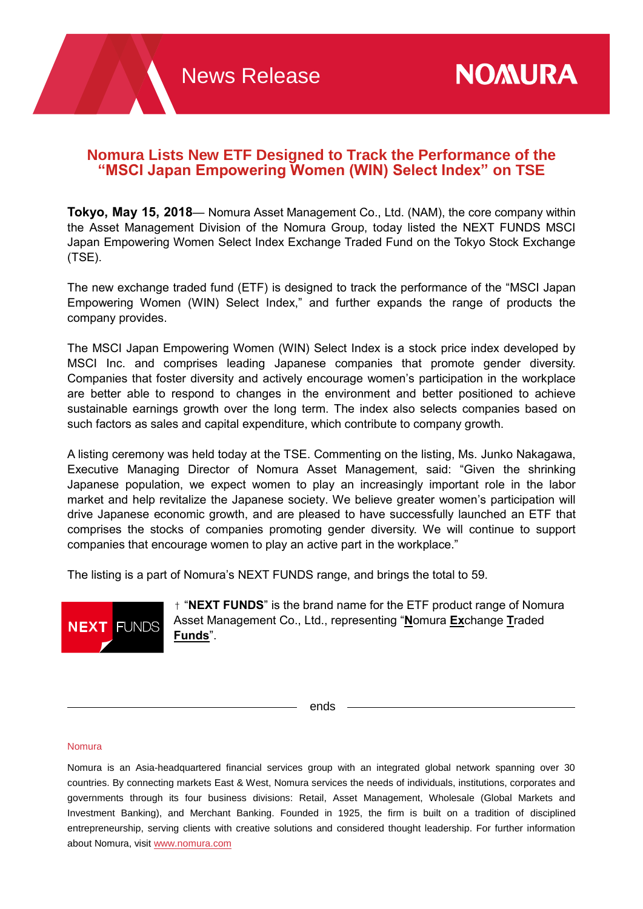News Release

NOMURA

# Nomura Lists New ETF Designed to Track the Performance of the "MSCI Japan Empowering Women (WIN) Select Index" on TSE

**Tokyo, May 15, 2018**— Nomura Asset Management Co., Ltd. (NAM), the core company within the Asset Management Division of the Nomura Group, today listed the NEXT FUNDS MSCI Japan Empowering Women Select Index Exchange Traded Fund on the Tokyo Stock Exchange (TSE).

The new exchange traded fund (ETF) is designed to track the performance of the "MSCI Japan Empowering Women (WIN) Select Index," and further expands the range of products the company provides.

The MSCI Japan Empowering Women (WIN) Select Index is a stock price index developed by MSCI Inc. and comprises leading Japanese companies that promote gender diversity. Companies that foster diversity and actively encourage women's participation in the workplace are better able to respond to changes in the environment and better positioned to achieve sustainable earnings growth over the long term. The index also selects companies based on such factors as sales and capital expenditure, which contribute to company growth.

A listing ceremony was held today at the TSE. Commenting on the listing, Ms. Junko Nakagawa, Executive Managing Director of Nomura Asset Management, said: "Given the shrinking Japanese population, we expect women to play an increasingly important role in the labor market and help revitalize the Japanese society. We believe greater women's participation will drive Japanese economic growth, and are pleased to have successfully launched an ETF that comprises the stocks of companies promoting gender diversity. We will continue to support companies that encourage women to play an active part in the workplace."

The listing is a part of Nomura's NEXT FUNDS range, and brings the total to 59.

NEXT FUNDS

† "**NEXT FUNDS**" is the brand name for the ETF product range of Nomura Asset Management Co., Ltd., representing "**N**omura **Ex**change **T**raded **Funds**".

ends

Nomura

Nomura is an Asia-headquartered financial services group with an integrated global network spanning over 30 countries. By connecting markets East & West, Nomura services the needs of individuals, institutions, corporates and governments through its four business divisions: Retail, Asset Management, Wholesale (Global Markets and Investment Banking), and Merchant Banking. Founded in 1925, the firm is built on a tradition of disciplined entrepreneurship, serving clients with creative solutions and considered thought leadership. For further information about Nomura, visit www.nomura.com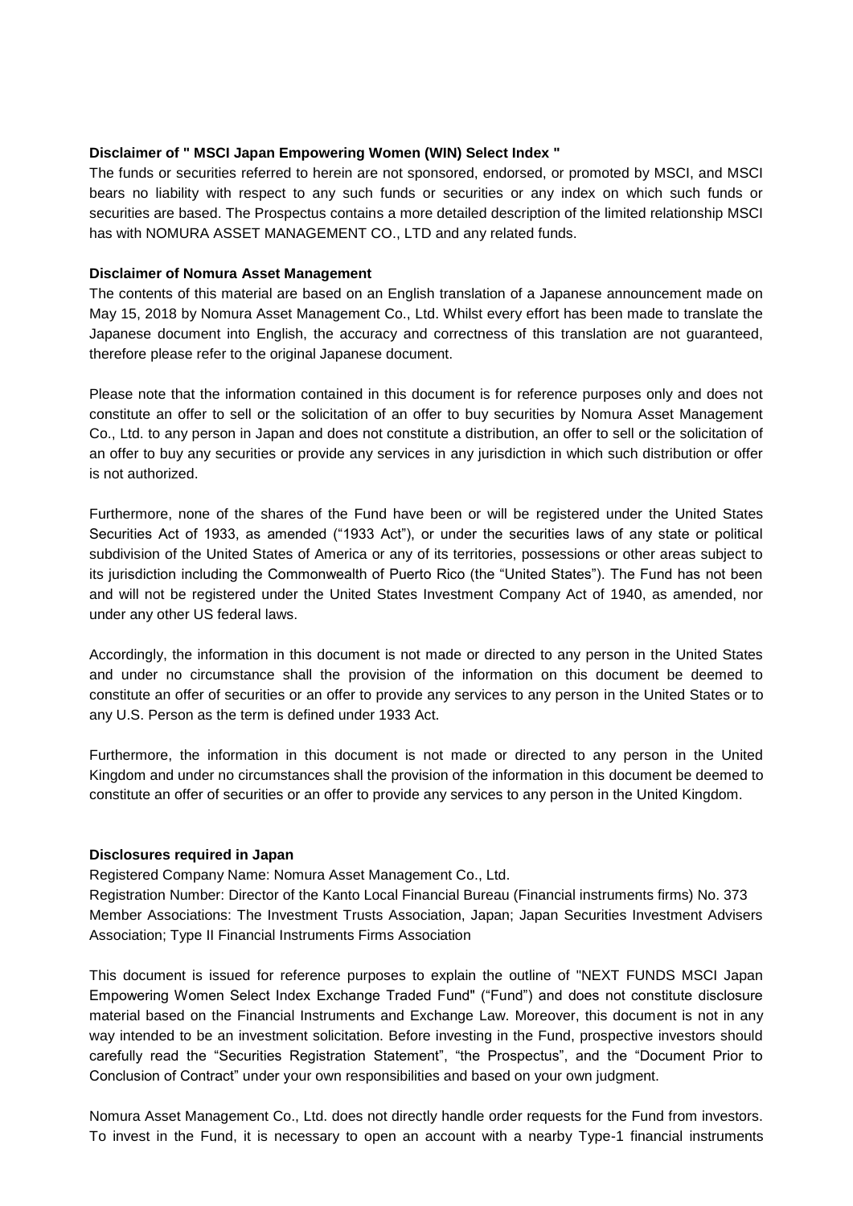**Disclaimer of " MSCI Japan Empowering Women (WIN) Select Index "**

The funds or securities referred to herein are not sponsored, endorsed, or promoted by MSCI, and MSCI bears no liability with respect to any such funds or securities or any index on which such funds or securities are based. The Prospectus contains a more detailed description of the limited relationship MSCI has with NOMURA ASSET MANAGEMENT CO., LTD and any related funds.

**Disclaimer of Nomura Asset Management**

The contents of this material are based on an English translation of a Japanese announcement made on May 15, 2018 by Nomura Asset Management Co., Ltd. Whilst every effort has been made to translate the Japanese document into English, the accuracy and correctness of this translation are not guaranteed, therefore please refer to the original Japanese document.

Please note that the information contained in this document is for reference purposes only and does not constitute an offer to sell or the solicitation of an offer to buy securities by Nomura Asset Management Co., Ltd. to any person in Japan and does not constitute a distribution, an offer to sell or the solicitation of an offer to buy any securities or provide any services in any jurisdiction in which such distribution or offer is not authorized.

Furthermore, none of the shares of the Fund have been or will be registered under the United States Securities Act of 1933, as amended ("1933 Act"), or under the securities laws of any state or political subdivision of the United States of America or any of its territories, possessions or other areas subject to its jurisdiction including the Commonwealth of Puerto Rico (the "United States"). The Fund has not been and will not be registered under the United States Investment Company Act of 1940, as amended, nor under any other US federal laws.

Accordingly, the information in this document is not made or directed to any person in the United States and under no circumstance shall the provision of the information on this document be deemed to constitute an offer of securities or an offer to provide any services to any person in the United States or to any U.S. Person as the term is defined under 1933 Act.

Furthermore, the information in this document is not made or directed to any person in the United Kingdom and under no circumstances shall the provision of the information in this document be deemed to constitute an offer of securities or an offer to provide any services to any person in the United Kingdom.

**Disclosures required in Japan**

Registered Company Name: Nomura Asset Management Co., Ltd.

Registration Number: Director of the Kanto Local Financial Bureau (Financial instruments firms) No. 373

Member Associations: The Investment Trusts Association, Japan; Japan Securities Investment Advisers Association; Type II Financial Instruments Firms Association

This document is issued for reference purposes to explain the outline of "NEXT FUNDS MSCI Japan Empowering Women Select Index Exchange Traded Fund" ("Fund") and does not constitute disclosure material based on the Financial Instruments and Exchange Law. Moreover, this document is not in any way intended to be an investment solicitation. Before investing in the Fund, prospective investors should carefully read the "Securities Registration Statement", "the Prospectus", and the "Document Prior to Conclusion of Contract" under your own responsibilities and based on your own judgment.

Nomura Asset Management Co., Ltd. does not directly handle order requests for the Fund from investors. To invest in the Fund, it is necessary to open an account with a nearby Type-1 financial instruments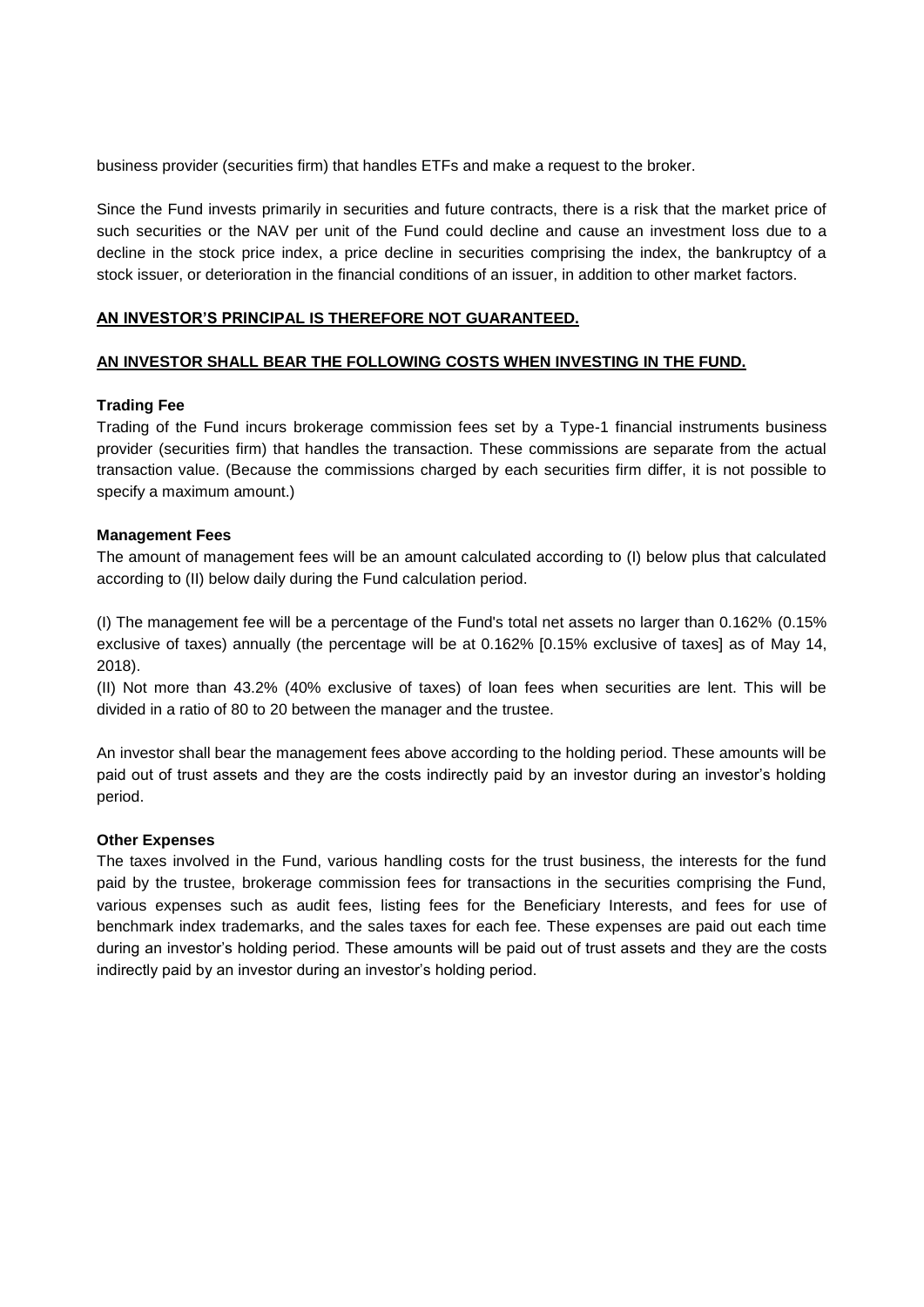business provider (securities firm) that handles ETFs and make a request to the broker.

Since the Fund invests primarily in securities and future contracts, there is a risk that the market price of such securities or the NAV per unit of the Fund could decline and cause an investment loss due to a decline in the stock price index, a price decline in securities comprising the index, the bankruptcy of a stock issuer, or deterioration in the financial conditions of an issuer, in addition to other market factors.

**AN INVESTOR'S PRINCIPAL IS THEREFORE NOT GUARANTEED.**

**AN INVESTOR SHALL BEAR THE FOLLOWING COSTS WHEN INVESTING IN THE FUND.**

**Trading Fee**

Trading of the Fund incurs brokerage commission fees set by a Type-1 financial instruments business provider (securities firm) that handles the transaction. These commissions are separate from the actual transaction value. (Because the commissions charged by each securities firm differ, it is not possible to specify a maximum amount.)

**Management Fees**

The amount of management fees will be an amount calculated according to (I) below plus that calculated according to (II) below daily during the Fund calculation period.

(I) The management fee will be a percentage of the Fund's total net assets no larger than 0.162% (0.15% exclusive of taxes) annually (the percentage will be at 0.162% [0.15% exclusive of taxes] as of May 14, 2018).

(II) Not more than 43.2% (40% exclusive of taxes) of loan fees when securities are lent. This will be divided in a ratio of 80 to 20 between the manager and the trustee.

An investor shall bear the management fees above according to the holding period. These amounts will be paid out of trust assets and they are the costs indirectly paid by an investor during an investor's holding period.

**Other Expenses**

The taxes involved in the Fund, various handling costs for the trust business, the interests for the fund paid by the trustee, brokerage commission fees for transactions in the securities comprising the Fund, various expenses such as audit fees, listing fees for the Beneficiary Interests, and fees for use of benchmark index trademarks, and the sales taxes for each fee. These expenses are paid out each time during an investor's holding period. These amounts will be paid out of trust assets and they are the costs indirectly paid by an investor during an investor's holding period.